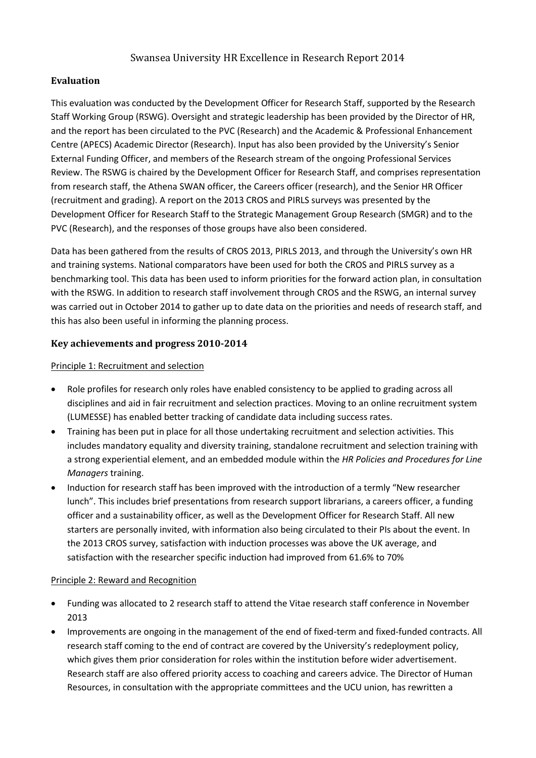# Swansea University HR Excellence in Research Report 2014

## Evaluation

This evaluation was conducted by the Development Officer for Research Staff, supported by the Research Staff Working Group (RSWG). Oversight and strategic leadership has been provided by the Director of HR, and the report has been circulated to the PVC (Research) and the Academic & Professional Enhancement Centre (APECS) Academic Director (Research). Input has also been provided by the University's Senior External Funding Officer, and members of the Research stream of the ongoing Professional Services Review. The RSWG is chaired by the Development Officer for Research Staff, and comprises representation from research staff, the Athena SWAN officer, the Careers officer (research), and the Senior HR Officer (recruitment and grading). A report on the 2013 CROS and PIRLS surveys was presented by the Development Officer for Research Staff to the Strategic Management Group Research (SMGR) and to the PVC (Research), and the responses of those groups have also been considered.

Data has been gathered from the results of CROS 2013, PIRLS 2013, and through the University's own HR and training systems. National comparators have been used for both the CROS and PIRLS survey as a benchmarking tool. This data has been used to inform priorities for the forward action plan, in consultation with the RSWG. In addition to research staff involvement through CROS and the RSWG, an internal survey was carried out in October 2014 to gather up to date data on the priorities and needs of research staff, and this has also been useful in informing the planning process.

## Key achievements and progress 2010-2014

Principle 1: Recruitment and selection

- Role profiles for research only roles have enabled consistency to be applied to grading across all disciplines and aid in fair recruitment and selection practices. Moving to an online recruitment system (LUMESSE) has enabled better tracking of candidate data including success rates.
- Training has been put in place for all those undertaking recruitment and selection activities. This includes mandatory equality and diversity training, standalone recruitment and selection training with a strong experiential element, and an embedded module within the *HR Policies and Procedures for Line Managers* training.
- Induction for research staff has been improved with the introduction of a termly "New researcher lunch". This includes brief presentations from research support librarians, a careers officer, a funding officer and a sustainability officer, as well as the Development Officer for Research Staff. All new starters are personally invited, with information also being circulated to their PIs about the event. In the 2013 CROS survey, satisfaction with induction processes was above the UK average, and satisfaction with the researcher specific induction had improved from 61.6% to 70%

Principle 2: Reward and Recognition

- Funding was allocated to 2 research staff to attend the Vitae research staff conference in November 2013
- Improvements are ongoing in the management of the end of fixed-term and fixed-funded contracts. All research staff coming to the end of contract are covered by the University's redeployment policy, which gives them prior consideration for roles within the institution before wider advertisement. Research staff are also offered priority access to coaching and careers advice. The Director of Human Resources, in consultation with the appropriate committees and the UCU union, has rewritten a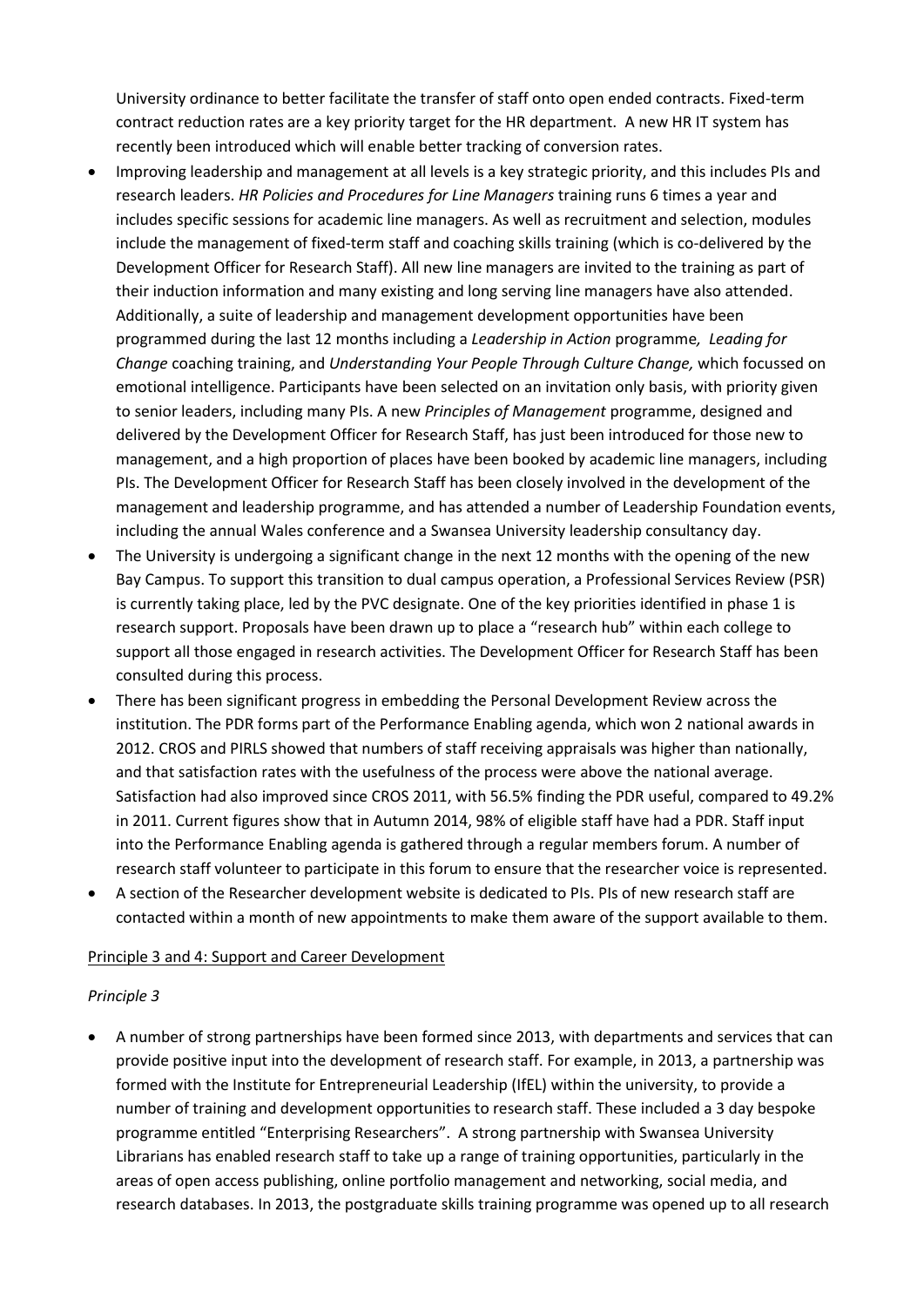University ordinance to better facilitate the transfer of staff onto open ended contracts. Fixed-term contract reduction rates are a key priority target for the HR department. A new HR IT system has recently been introduced which will enable better tracking of conversion rates.

- Improving leadership and management at all levels is a key strategic priority, and this includes PIs and research leaders. *HR Policies and Procedures for Line Managers* training runs 6 times a year and includes specific sessions for academic line managers. As well as recruitment and selection, modules include the management of fixed-term staff and coaching skills training (which is co-delivered by the Development Officer for Research Staff). All new line managers are invited to the training as part of their induction information and many existing and long serving line managers have also attended. Additionally, a suite of leadership and management development opportunities have been programmed during the last 12 months including a *Leadership in Action* programme*, Leading for Change* coaching training, and *Understanding Your People Through Culture Change,* which focussed on emotional intelligence. Participants have been selected on an invitation only basis, with priority given to senior leaders, including many PIs. A new *Principles of Management* programme, designed and delivered by the Development Officer for Research Staff, has just been introduced for those new to management, and a high proportion of places have been booked by academic line managers, including PIs. The Development Officer for Research Staff has been closely involved in the development of the management and leadership programme, and has attended a number of Leadership Foundation events, including the annual Wales conference and a Swansea University leadership consultancy day.
- The University is undergoing a significant change in the next 12 months with the opening of the new Bay Campus. To support this transition to dual campus operation, a Professional Services Review (PSR) is currently taking place, led by the PVC designate. One of the key priorities identified in phase 1 is research support. Proposals have been drawn up to place a "research hub" within each college to support all those engaged in research activities. The Development Officer for Research Staff has been consulted during this process.
- There has been significant progress in embedding the Personal Development Review across the institution. The PDR forms part of the Performance Enabling agenda, which won 2 national awards in 2012. CROS and PIRLS showed that numbers of staff receiving appraisals was higher than nationally, and that satisfaction rates with the usefulness of the process were above the national average. Satisfaction had also improved since CROS 2011, with 56.5% finding the PDR useful, compared to 49.2% in 2011. Current figures show that in Autumn 2014, 98% of eligible staff have had a PDR. Staff input into the Performance Enabling agenda is gathered through a regular members forum. A number of research staff volunteer to participate in this forum to ensure that the researcher voice is represented.
- A section of the Researcher development website is dedicated to PIs. PIs of new research staff are contacted within a month of new appointments to make them aware of the support available to them.

Principle 3 and 4: Support and Career Development

*Principle 3*

- A number of strong partnerships have been formed since 2013, with departments and services that can provide positive input into the development of research staff. For example, in 2013, a partnership was formed with the Institute for Entrepreneurial Leadership (IfEL) within the university, to provide a number of training and development opportunities to research staff. These included a 3 day bespoke programme entitled "Enterprising Researchers". A strong partnership with Swansea University Librarians has enabled research staff to take up a range of training opportunities, particularly in the areas of open access publishing, online portfolio management and networking, social media, and research databases. In 2013, the postgraduate skills training programme was opened up to all research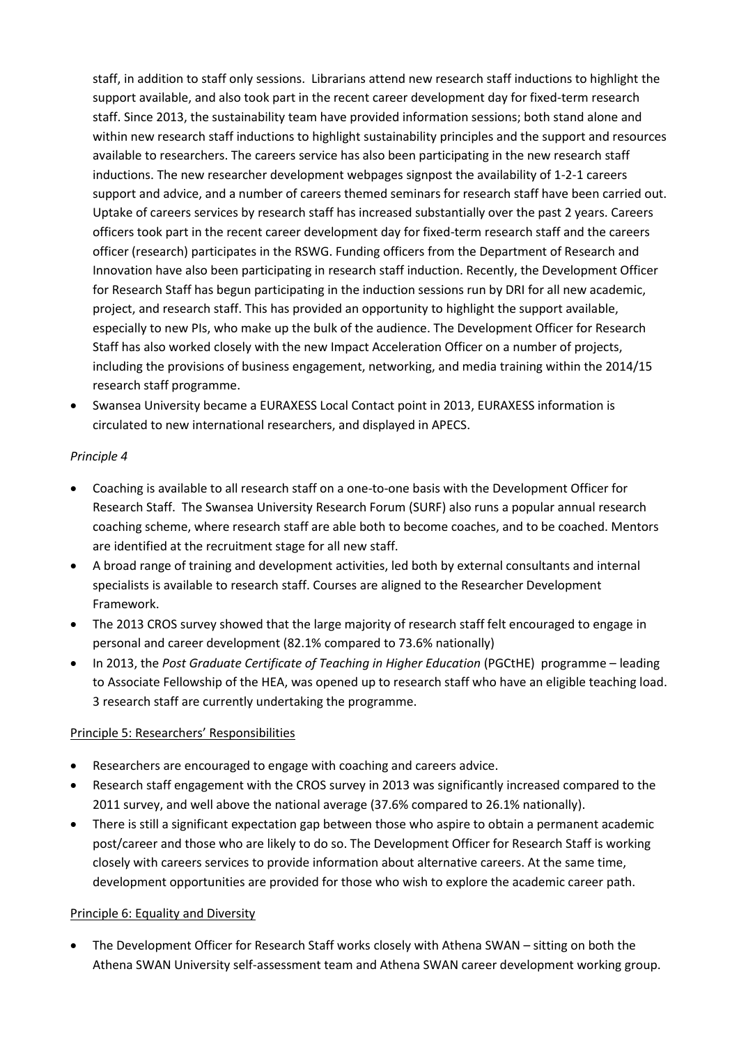staff, in addition to staff only sessions. Librarians attend new research staff inductions to highlight the support available, and also took part in the recent career development day for fixed-term research staff. Since 2013, the sustainability team have provided information sessions; both stand alone and within new research staff inductions to highlight sustainability principles and the support and resources available to researchers. The careers service has also been participating in the new research staff inductions. The new researcher development webpages signpost the availability of 1-2-1 careers support and advice, and a number of careers themed seminars for research staff have been carried out. Uptake of careers services by research staff has increased substantially over the past 2 years. Careers officers took part in the recent career development day for fixed-term research staff and the careers officer (research) participates in the RSWG. Funding officers from the Department of Research and Innovation have also been participating in research staff induction. Recently, the Development Officer for Research Staff has begun participating in the induction sessions run by DRI for all new academic, project, and research staff. This has provided an opportunity to highlight the support available, especially to new PIs, who make up the bulk of the audience. The Development Officer for Research Staff has also worked closely with the new Impact Acceleration Officer on a number of projects, including the provisions of business engagement, networking, and media training within the 2014/15 research staff programme.

- Swansea University became a EURAXESS Local Contact point in 2013, EURAXESS information is circulated to new international researchers, and displayed in APECS.

*Principle 4*

- Coaching is available to all research staff on a one-to-one basis with the Development Officer for Research Staff. The Swansea University Research Forum (SURF) also runs a popular annual research coaching scheme, where research staff are able both to become coaches, and to be coached. Mentors are identified at the recruitment stage for all new staff.
- A broad range of training and development activities, led both by external consultants and internal specialists is available to research staff. Courses are aligned to the Researcher Development Framework.
- The 2013 CROS survey showed that the large majority of research staff felt encouraged to engage in personal and career development (82.1% compared to 73.6% nationally)
- In 2013, the *Post Graduate Certificate of Teaching in Higher Education* (PGCtHE) programme – leading to Associate Fellowship of the HEA, was opened up to research staff who have an eligible teaching load. 3 research staff are currently undertaking the programme.

<u>Principle 5: Researchers' Responsibilities</u>

- Researchers are encouraged to engage with coaching and careers advice.
- Research staff engagement with the CROS survey in 2013 was significantly increased compared to the 2011 survey, and well above the national average (37.6% compared to 26.1% nationally).
- There is still a significant expectation gap between those who aspire to obtain a permanent academic post/career and those who are likely to do so. The Development Officer for Research Staff is working closely with careers services to provide information about alternative careers. At the same time, development opportunities are provided for those who wish to explore the academic career path.

<u>Principle 6: Equality and Diversity</u>

- The Development Officer for Research Staff works closely with Athena SWAN – sitting on both the Athena SWAN University self-assessment team and Athena SWAN career development working group.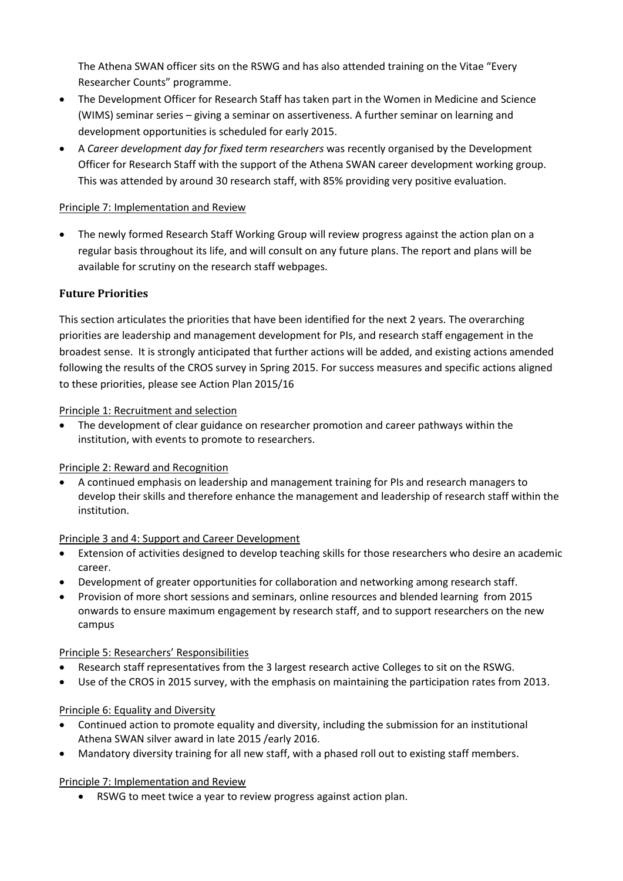The Athena SWAN officer sits on the RSWG and has also attended training on the Vitae "Every Researcher Counts" programme.

- The Development Officer for Research Staff has taken part in the Women in Medicine and Science (WIMS) seminar series – giving a seminar on assertiveness. A further seminar on learning and development opportunities is scheduled for early 2015.
- A *Career development day for fixed term researchers* was recently organised by the Development Officer for Research Staff with the support of the Athena SWAN career development working group. This was attended by around 30 research staff, with 85% providing very positive evaluation.

Principle 7: Implementation and Review

- The newly formed Research Staff Working Group will review progress against the action plan on a regular basis throughout its life, and will consult on any future plans. The report and plans will be available for scrutiny on the research staff webpages.

## Future Priorities

This section articulates the priorities that have been identified for the next 2 years. The overarching priorities are leadership and management development for PIs, and research staff engagement in the broadest sense. It is strongly anticipated that further actions will be added, and existing actions amended following the results of the CROS survey in Spring 2015. For success measures and specific actions aligned to these priorities, please see Action Plan 2015/16

Principle 1: Recruitment and selection

- The development of clear guidance on researcher promotion and career pathways within the institution, with events to promote to researchers.

Principle 2: Reward and Recognition

- A continued emphasis on leadership and management training for PIs and research managers to develop their skills and therefore enhance the management and leadership of research staff within the institution.

Principle 3 and 4: Support and Career Development

- Extension of activities designed to develop teaching skills for those researchers who desire an academic career.
- Development of greater opportunities for collaboration and networking among research staff.
- Provision of more short sessions and seminars, online resources and blended learning from 2015 onwards to ensure maximum engagement by research staff, and to support researchers on the new campus

Principle 5: Researchers' Responsibilities

- Research staff representatives from the 3 largest research active Colleges to sit on the RSWG.
- Use of the CROS in 2015 survey, with the emphasis on maintaining the participation rates from 2013.

Principle 6: Equality and Diversity

- Continued action to promote equality and diversity, including the submission for an institutional Athena SWAN silver award in late 2015 /early 2016.
- Mandatory diversity training for all new staff, with a phased roll out to existing staff members.

Principle 7: Implementation and Review

- RSWG to meet twice a year to review progress against action plan.